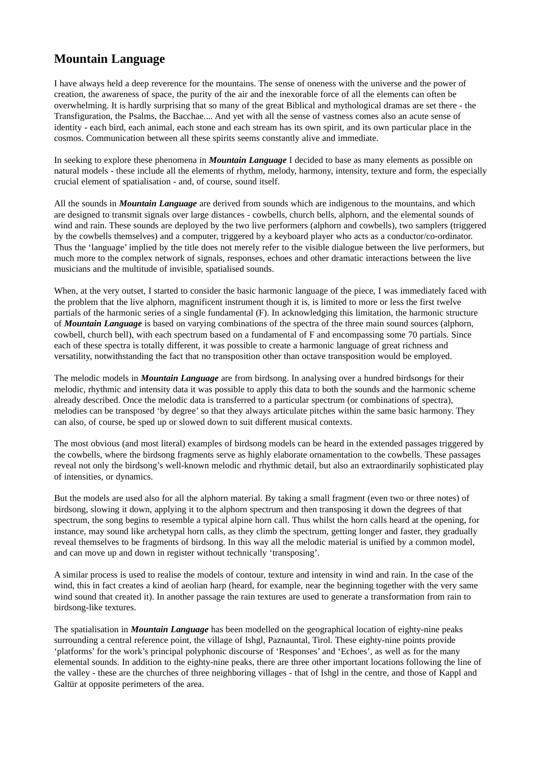# Mountain Language

I have always held a deep reverence for the mountains. The sense of oneness with the universe and the power of creation, the awareness of space, the purity of the air and the inexorable force of all the elements can often be overwhelming. It is hardly surprising that so many of the great Biblical and mythological dramas are set there - the Transfiguration, the Psalms, the Bacchae.... And yet with all the sense of vastness comes also an acute sense of identity - each bird, each animal, each stone and each stream has its own spirit, and its own particular place in the cosmos. Communication between all these spirits seems constantly alive and immediate.

In seeking to explore these phenomena in ***Mountain Language*** I decided to base as many elements as possible on natural models - these include all the elements of rhythm, melody, harmony, intensity, texture and form, the especially crucial element of spatialisation - and, of course, sound itself.

All the sounds in ***Mountain Language*** are derived from sounds which are indigenous to the mountains, and which are designed to transmit signals over large distances - cowbells, church bells, alphorn, and the elemental sounds of wind and rain. These sounds are deployed by the two live performers (alphorn and cowbells), two samplers (triggered by the cowbells themselves) and a computer, triggered by a keyboard player who acts as a conductor/co-ordinator. Thus the 'language' implied by the title does not merely refer to the visible dialogue between the live performers, but much more to the complex network of signals, responses, echoes and other dramatic interactions between the live musicians and the multitude of invisible, spatialised sounds.

When, at the very outset, I started to consider the basic harmonic language of the piece, I was immediately faced with the problem that the live alphorn, magnificent instrument though it is, is limited to more or less the first twelve partials of the harmonic series of a single fundamental (F). In acknowledging this limitation, the harmonic structure of ***Mountain Language*** is based on varying combinations of the spectra of the three main sound sources (alphorn, cowbell, church bell), with each spectrum based on a fundamental of F and encompassing some 70 partials. Since each of these spectra is totally different, it was possible to create a harmonic language of great richness and versatility, notwithstanding the fact that no transposition other than octave transposition would be employed.

The melodic models in ***Mountain Language*** are from birdsong. In analysing over a hundred birdsongs for their melodic, rhythmic and intensity data it was possible to apply this data to both the sounds and the harmonic scheme already described. Once the melodic data is transferred to a particular spectrum (or combinations of spectra), melodies can be transposed 'by degree' so that they always articulate pitches within the same basic harmony. They can also, of course, be sped up or slowed down to suit different musical contexts.

The most obvious (and most literal) examples of birdsong models can be heard in the extended passages triggered by the cowbells, where the birdsong fragments serve as highly elaborate ornamentation to the cowbells. These passages reveal not only the birdsong's well-known melodic and rhythmic detail, but also an extraordinarily sophisticated play of intensities, or dynamics.

But the models are used also for all the alphorn material. By taking a small fragment (even two or three notes) of birdsong, slowing it down, applying it to the alphorn spectrum and then transposing it down the degrees of that spectrum, the song begins to resemble a typical alpine horn call. Thus whilst the horn calls heard at the opening, for instance, may sound like archetypal horn calls, as they climb the spectrum, getting longer and faster, they gradually reveal themselves to be fragments of birdsong. In this way all the melodic material is unified by a common model, and can move up and down in register without technically 'transposing'.

A similar process is used to realise the models of contour, texture and intensity in wind and rain. In the case of the wind, this in fact creates a kind of aeolian harp (heard, for example, near the beginning together with the very same wind sound that created it). In another passage the rain textures are used to generate a transformation from rain to birdsong-like textures.

The spatialisation in ***Mountain Language*** has been modelled on the geographical location of eighty-nine peaks surrounding a central reference point, the village of Ishgl, Paznauntal, Tirol. These eighty-nine points provide 'platforms' for the work's principal polyphonic discourse of 'Responses' and 'Echoes', as well as for the many elemental sounds. In addition to the eighty-nine peaks, there are three other important locations following the line of the valley - these are the churches of three neighboring villages - that of Ishgl in the centre, and those of Kappl and Galtür at opposite perimeters of the area.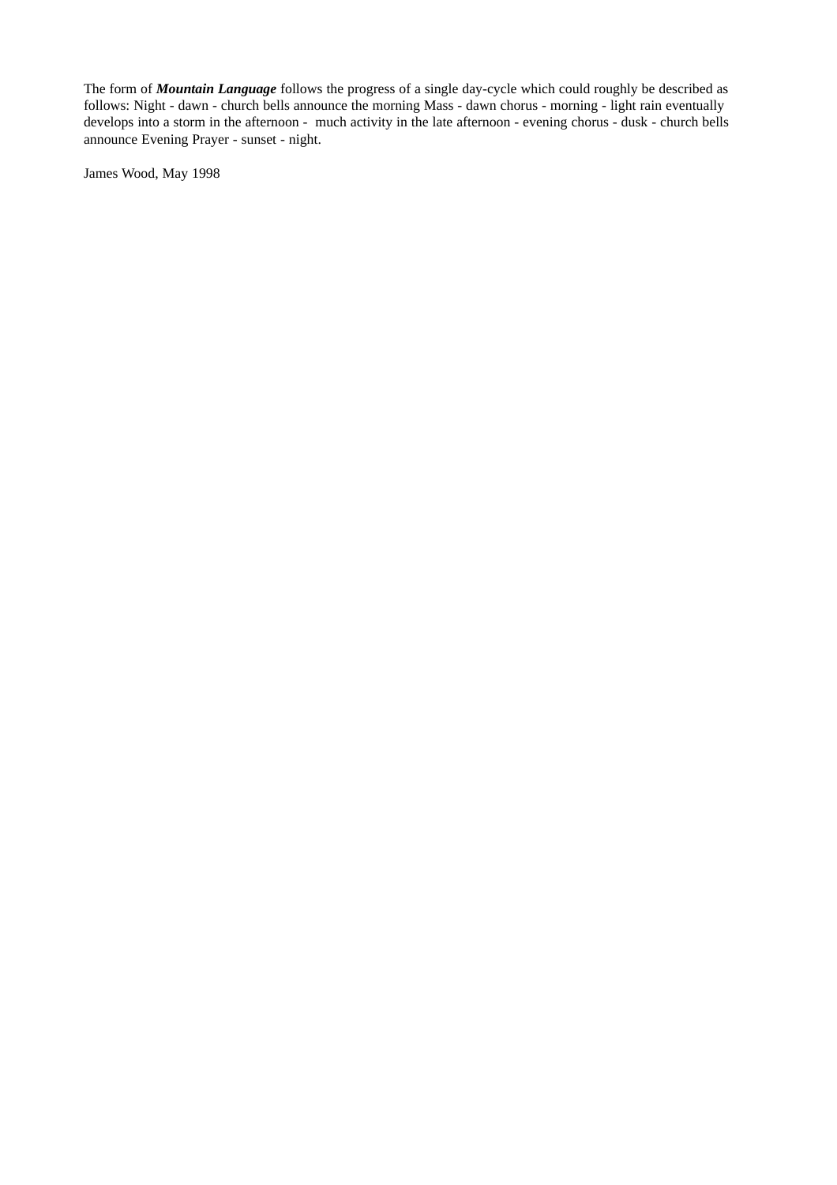The form of ***Mountain Language*** follows the progress of a single day-cycle which could roughly be described as follows: Night - dawn - church bells announce the morning Mass - dawn chorus - morning - light rain eventually develops into a storm in the afternoon - much activity in the late afternoon - evening chorus - dusk - church bells announce Evening Prayer - sunset - night.

James Wood, May 1998